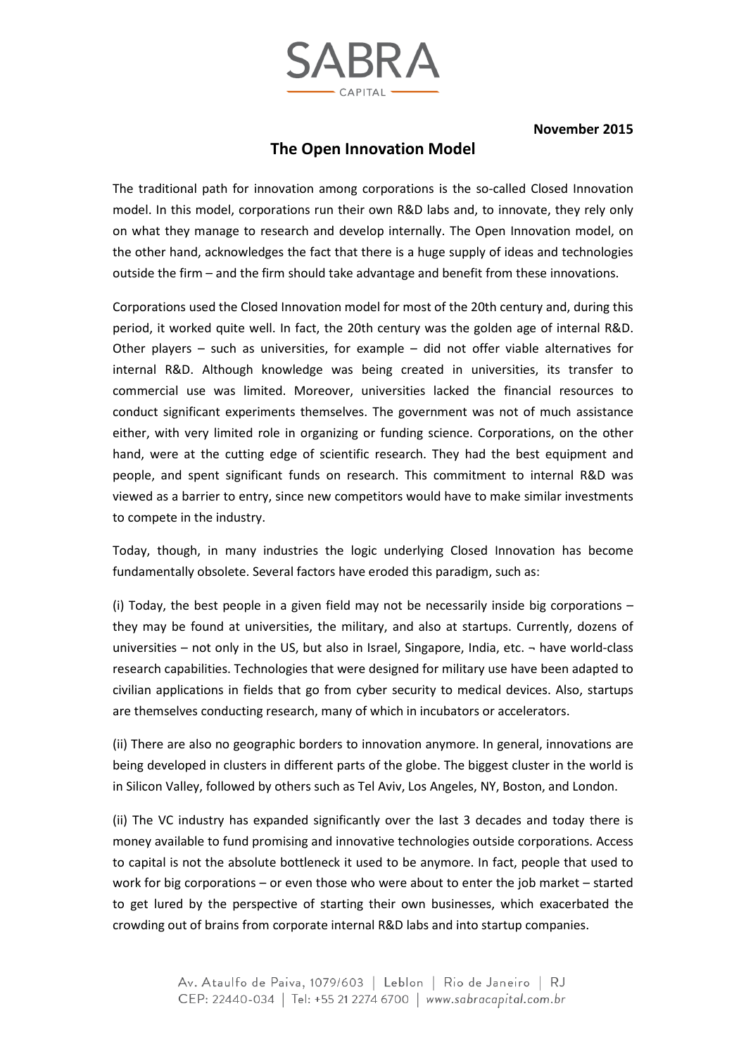SABRA CAPITAL

**November 2015**

# The Open Innovation Model

The traditional path for innovation among corporations is the so-called Closed Innovation model. In this model, corporations run their own R&D labs and, to innovate, they rely only on what they manage to research and develop internally. The Open Innovation model, on the other hand, acknowledges the fact that there is a huge supply of ideas and technologies outside the firm – and the firm should take advantage and benefit from these innovations.

Corporations used the Closed Innovation model for most of the 20th century and, during this period, it worked quite well. In fact, the 20th century was the golden age of internal R&D. Other players – such as universities, for example – did not offer viable alternatives for internal R&D. Although knowledge was being created in universities, its transfer to commercial use was limited. Moreover, universities lacked the financial resources to conduct significant experiments themselves. The government was not of much assistance either, with very limited role in organizing or funding science. Corporations, on the other hand, were at the cutting edge of scientific research. They had the best equipment and people, and spent significant funds on research. This commitment to internal R&D was viewed as a barrier to entry, since new competitors would have to make similar investments to compete in the industry.

Today, though, in many industries the logic underlying Closed Innovation has become fundamentally obsolete. Several factors have eroded this paradigm, such as:

(i) Today, the best people in a given field may not be necessarily inside big corporations – they may be found at universities, the military, and also at startups. Currently, dozens of universities – not only in the US, but also in Israel, Singapore, India, etc. ¬ have world-class research capabilities. Technologies that were designed for military use have been adapted to civilian applications in fields that go from cyber security to medical devices. Also, startups are themselves conducting research, many of which in incubators or accelerators.

(ii) There are also no geographic borders to innovation anymore. In general, innovations are being developed in clusters in different parts of the globe. The biggest cluster in the world is in Silicon Valley, followed by others such as Tel Aviv, Los Angeles, NY, Boston, and London.

(ii) The VC industry has expanded significantly over the last 3 decades and today there is money available to fund promising and innovative technologies outside corporations. Access to capital is not the absolute bottleneck it used to be anymore. In fact, people that used to work for big corporations – or even those who were about to enter the job market – started to get lured by the perspective of starting their own businesses, which exacerbated the crowding out of brains from corporate internal R&D labs and into startup companies.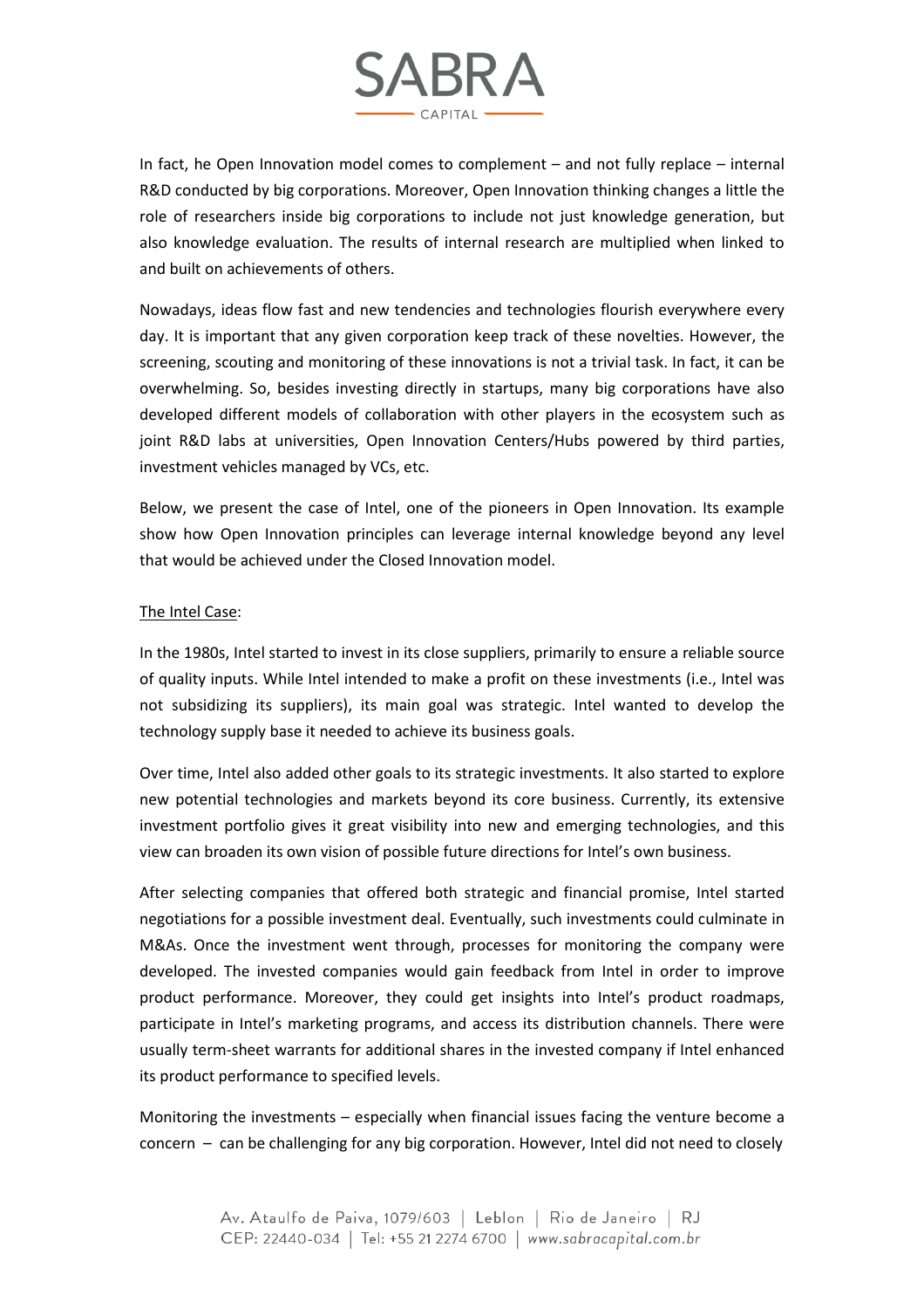In fact, he Open Innovation model comes to complement – and not fully replace – internal R&D conducted by big corporations. Moreover, Open Innovation thinking changes a little the role of researchers inside big corporations to include not just knowledge generation, but also knowledge evaluation. The results of internal research are multiplied when linked to and built on achievements of others.

Nowadays, ideas flow fast and new tendencies and technologies flourish everywhere every day. It is important that any given corporation keep track of these novelties. However, the screening, scouting and monitoring of these innovations is not a trivial task. In fact, it can be overwhelming. So, besides investing directly in startups, many big corporations have also developed different models of collaboration with other players in the ecosystem such as joint R&D labs at universities, Open Innovation Centers/Hubs powered by third parties, investment vehicles managed by VCs, etc.

Below, we present the case of Intel, one of the pioneers in Open Innovation. Its example show how Open Innovation principles can leverage internal knowledge beyond any level that would be achieved under the Closed Innovation model.

<u>The Intel Case</u>:

In the 1980s, Intel started to invest in its close suppliers, primarily to ensure a reliable source of quality inputs. While Intel intended to make a profit on these investments (i.e., Intel was not subsidizing its suppliers), its main goal was strategic. Intel wanted to develop the technology supply base it needed to achieve its business goals.

Over time, Intel also added other goals to its strategic investments. It also started to explore new potential technologies and markets beyond its core business. Currently, its extensive investment portfolio gives it great visibility into new and emerging technologies, and this view can broaden its own vision of possible future directions for Intel's own business.

After selecting companies that offered both strategic and financial promise, Intel started negotiations for a possible investment deal. Eventually, such investments could culminate in M&As. Once the investment went through, processes for monitoring the company were developed. The invested companies would gain feedback from Intel in order to improve product performance. Moreover, they could get insights into Intel's product roadmaps, participate in Intel's marketing programs, and access its distribution channels. There were usually term-sheet warrants for additional shares in the invested company if Intel enhanced its product performance to specified levels.

Monitoring the investments – especially when financial issues facing the venture become a concern – can be challenging for any big corporation. However, Intel did not need to closely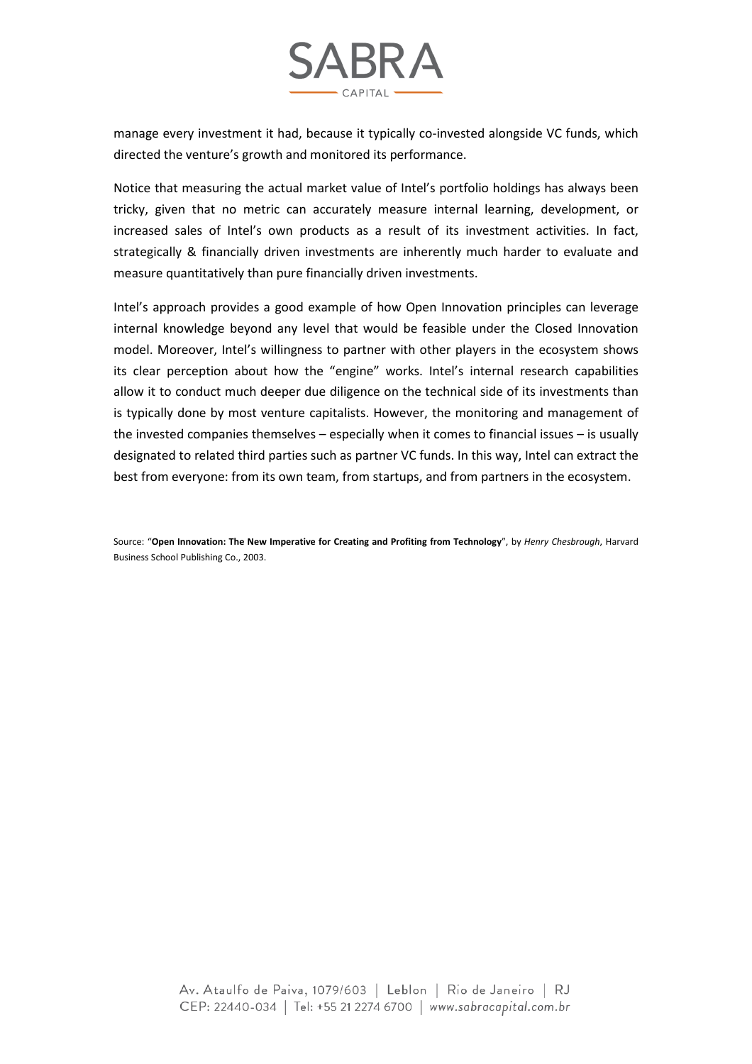manage every investment it had, because it typically co-invested alongside VC funds, which directed the venture's growth and monitored its performance.

Notice that measuring the actual market value of Intel's portfolio holdings has always been tricky, given that no metric can accurately measure internal learning, development, or increased sales of Intel's own products as a result of its investment activities. In fact, strategically & financially driven investments are inherently much harder to evaluate and measure quantitatively than pure financially driven investments.

Intel's approach provides a good example of how Open Innovation principles can leverage internal knowledge beyond any level that would be feasible under the Closed Innovation model. Moreover, Intel's willingness to partner with other players in the ecosystem shows its clear perception about how the "engine" works. Intel's internal research capabilities allow it to conduct much deeper due diligence on the technical side of its investments than is typically done by most venture capitalists. However, the monitoring and management of the invested companies themselves – especially when it comes to financial issues – is usually designated to related third parties such as partner VC funds. In this way, Intel can extract the best from everyone: from its own team, from startups, and from partners in the ecosystem.

Source: "**Open Innovation: The New Imperative for Creating and Profiting from Technology**", by *Henry Chesbrough*, Harvard Business School Publishing Co., 2003.